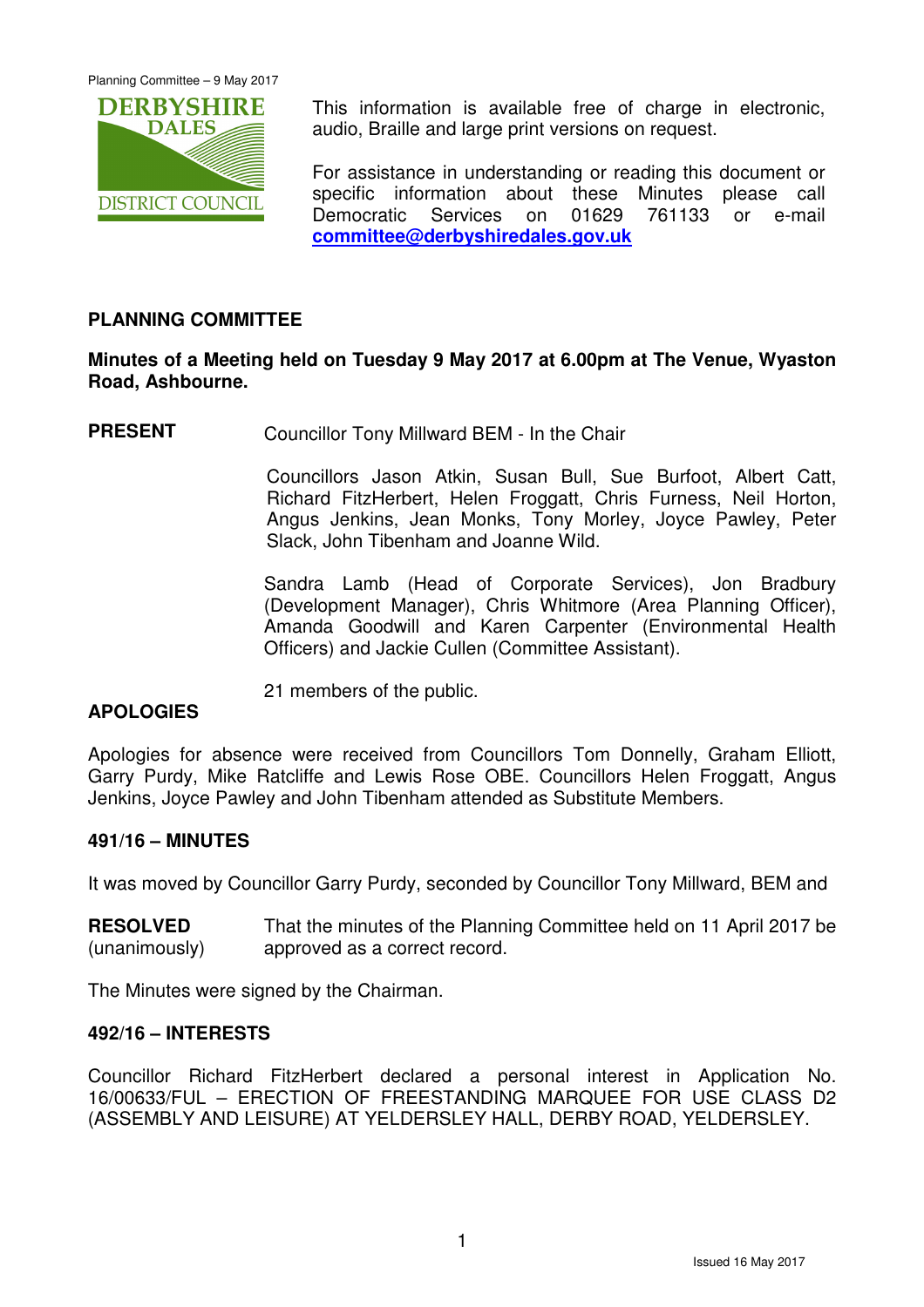This information is available free of charge in electronic, audio, Braille and large print versions on request.

For assistance in understanding or reading this document or specific information about these Minutes please call Democratic Services on 01629 761133 or e-mail **committee@derbyshiredales.gov.uk**

## PLANNING COMMITTEE

**Minutes of a Meeting held on Tuesday 9 May 2017 at 6.00pm at The Venue, Wyaston Road, Ashbourne.**

**PRESENT** Councillor Tony Millward BEM - In the Chair

Councillors Jason Atkin, Susan Bull, Sue Burfoot, Albert Catt, Richard FitzHerbert, Helen Froggatt, Chris Furness, Neil Horton, Angus Jenkins, Jean Monks, Tony Morley, Joyce Pawley, Peter Slack, John Tibenham and Joanne Wild.

Sandra Lamb (Head of Corporate Services), Jon Bradbury (Development Manager), Chris Whitmore (Area Planning Officer), Amanda Goodwill and Karen Carpenter (Environmental Health Officers) and Jackie Cullen (Committee Assistant).

21 members of the public.

### APOLOGIES

Apologies for absence were received from Councillors Tom Donnelly, Graham Elliott, Garry Purdy, Mike Ratcliffe and Lewis Rose OBE. Councillors Helen Froggatt, Angus Jenkins, Joyce Pawley and John Tibenham attended as Substitute Members.

### 491/16 – MINUTES

It was moved by Councillor Garry Purdy, seconded by Councillor Tony Millward, BEM and

**RESOLVED** (unanimously) That the minutes of the Planning Committee held on 11 April 2017 be approved as a correct record.

The Minutes were signed by the Chairman.

### 492/16 – INTERESTS

Councillor Richard FitzHerbert declared a personal interest in Application No. 16/00633/FUL – ERECTION OF FREESTANDING MARQUEE FOR USE CLASS D2 (ASSEMBLY AND LEISURE) AT YELDERSLEY HALL, DERBY ROAD, YELDERSLEY.

Issued 16 May 2017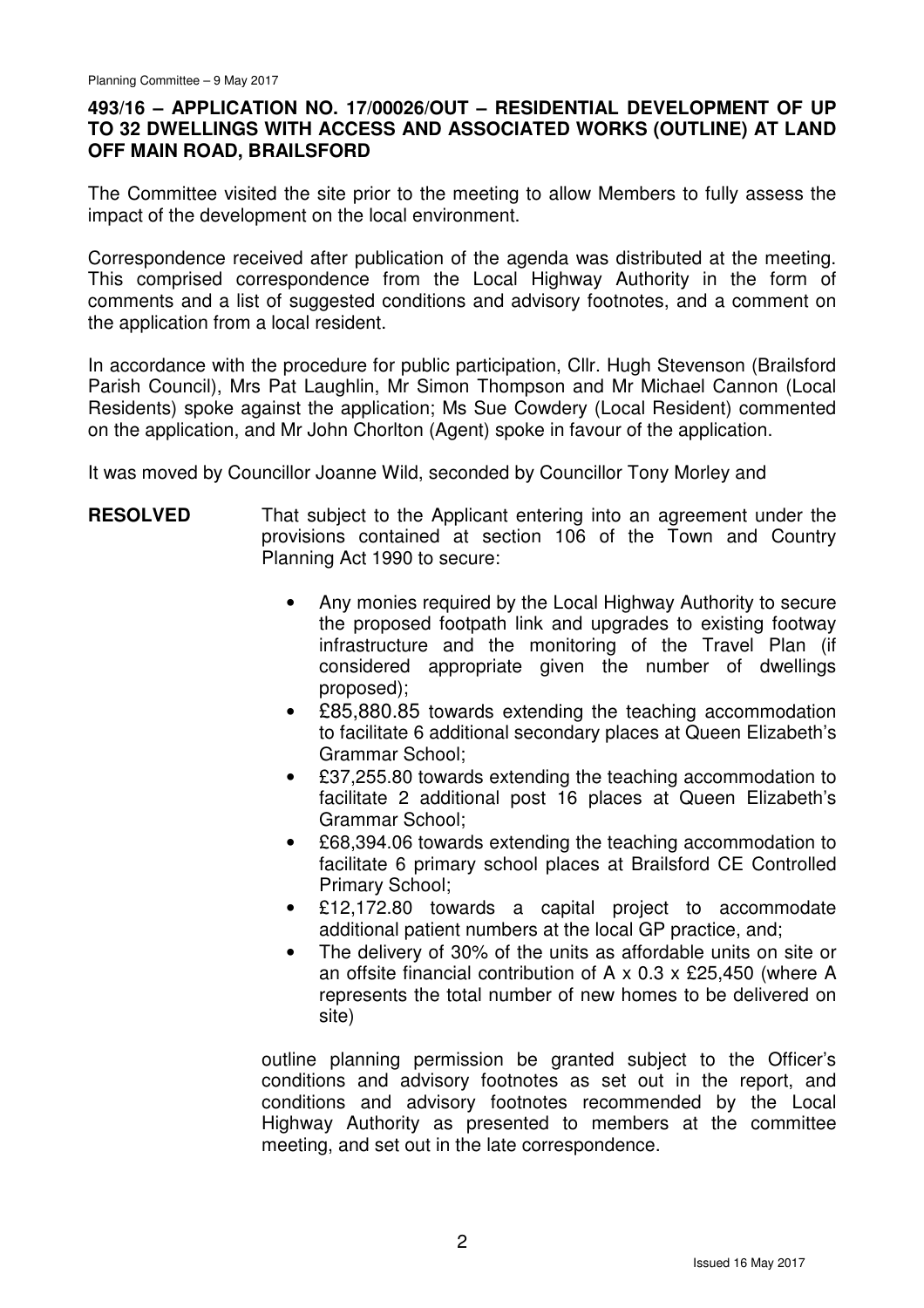## 493/16 – APPLICATION NO. 17/00026/OUT – RESIDENTIAL DEVELOPMENT OF UP TO 32 DWELLINGS WITH ACCESS AND ASSOCIATED WORKS (OUTLINE) AT LAND OFF MAIN ROAD, BRAILSFORD

The Committee visited the site prior to the meeting to allow Members to fully assess the impact of the development on the local environment.

Correspondence received after publication of the agenda was distributed at the meeting. This comprised correspondence from the Local Highway Authority in the form of comments and a list of suggested conditions and advisory footnotes, and a comment on the application from a local resident.

In accordance with the procedure for public participation, Cllr. Hugh Stevenson (Brailsford Parish Council), Mrs Pat Laughlin, Mr Simon Thompson and Mr Michael Cannon (Local Residents) spoke against the application; Ms Sue Cowdery (Local Resident) commented on the application, and Mr John Chorlton (Agent) spoke in favour of the application.

It was moved by Councillor Joanne Wild, seconded by Councillor Tony Morley and

**RESOLVED** That subject to the Applicant entering into an agreement under the provisions contained at section 106 of the Town and Country Planning Act 1990 to secure:

- Any monies required by the Local Highway Authority to secure the proposed footpath link and upgrades to existing footway infrastructure and the monitoring of the Travel Plan (if considered appropriate given the number of dwellings proposed);
- £85,880.85 towards extending the teaching accommodation to facilitate 6 additional secondary places at Queen Elizabeth's Grammar School;
- £37,255.80 towards extending the teaching accommodation to facilitate 2 additional post 16 places at Queen Elizabeth's Grammar School;
- £68,394.06 towards extending the teaching accommodation to facilitate 6 primary school places at Brailsford CE Controlled Primary School;
- £12,172.80 towards a capital project to accommodate additional patient numbers at the local GP practice, and;
- The delivery of 30% of the units as affordable units on site or an offsite financial contribution of A x 0.3 x £25,450 (where A represents the total number of new homes to be delivered on site)

outline planning permission be granted subject to the Officer's conditions and advisory footnotes as set out in the report, and conditions and advisory footnotes recommended by the Local Highway Authority as presented to members at the committee meeting, and set out in the late correspondence.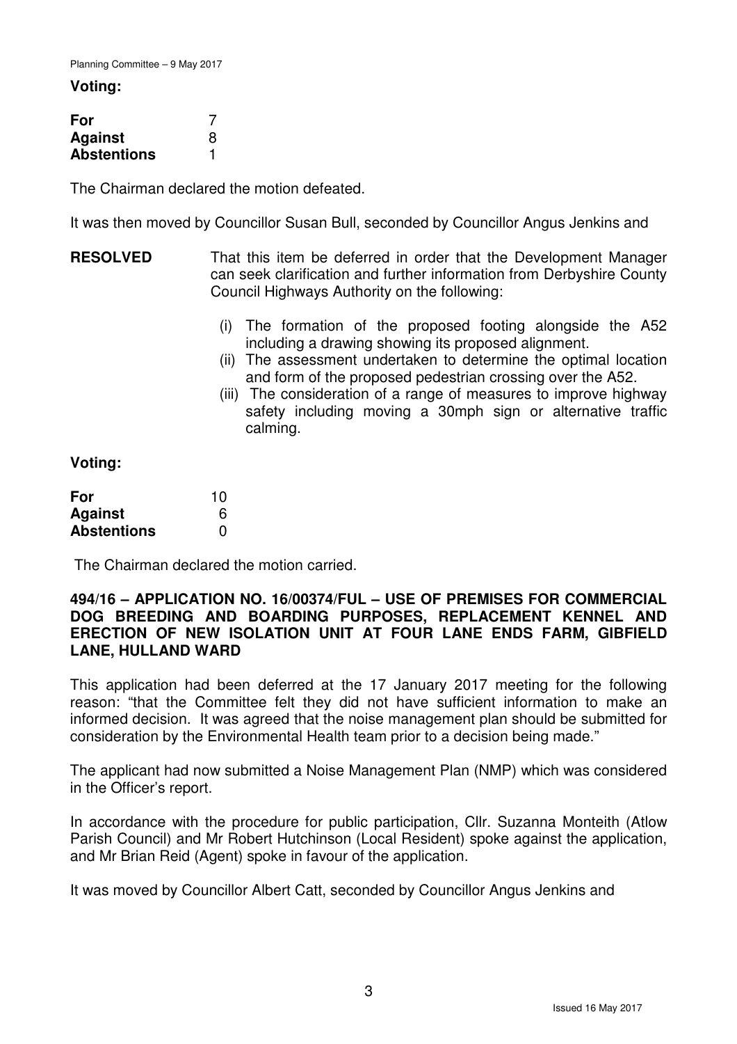**Voting:**

| | |
|---|---|
| **For** | 7 |
| **Against** | 8 |
| **Abstentions** | 1 |

The Chairman declared the motion defeated.

It was then moved by Councillor Susan Bull, seconded by Councillor Angus Jenkins and

**RESOLVED** That this item be deferred in order that the Development Manager can seek clarification and further information from Derbyshire County Council Highways Authority on the following:

(i) The formation of the proposed footing alongside the A52 including a drawing showing its proposed alignment.
(ii) The assessment undertaken to determine the optimal location and form of the proposed pedestrian crossing over the A52.
(iii) The consideration of a range of measures to improve highway safety including moving a 30mph sign or alternative traffic calming.

**Voting:**

| | |
|---|---|
| **For** | 10 |
| **Against** | 6 |
| **Abstentions** | 0 |

The Chairman declared the motion carried.

**494/16 – APPLICATION NO. 16/00374/FUL – USE OF PREMISES FOR COMMERCIAL DOG BREEDING AND BOARDING PURPOSES, REPLACEMENT KENNEL AND ERECTION OF NEW ISOLATION UNIT AT FOUR LANE ENDS FARM, GIBFIELD LANE, HULLAND WARD**

This application had been deferred at the 17 January 2017 meeting for the following reason: "that the Committee felt they did not have sufficient information to make an informed decision. It was agreed that the noise management plan should be submitted for consideration by the Environmental Health team prior to a decision being made."

The applicant had now submitted a Noise Management Plan (NMP) which was considered in the Officer's report.

In accordance with the procedure for public participation, Cllr. Suzanna Monteith (Atlow Parish Council) and Mr Robert Hutchinson (Local Resident) spoke against the application, and Mr Brian Reid (Agent) spoke in favour of the application.

It was moved by Councillor Albert Catt, seconded by Councillor Angus Jenkins and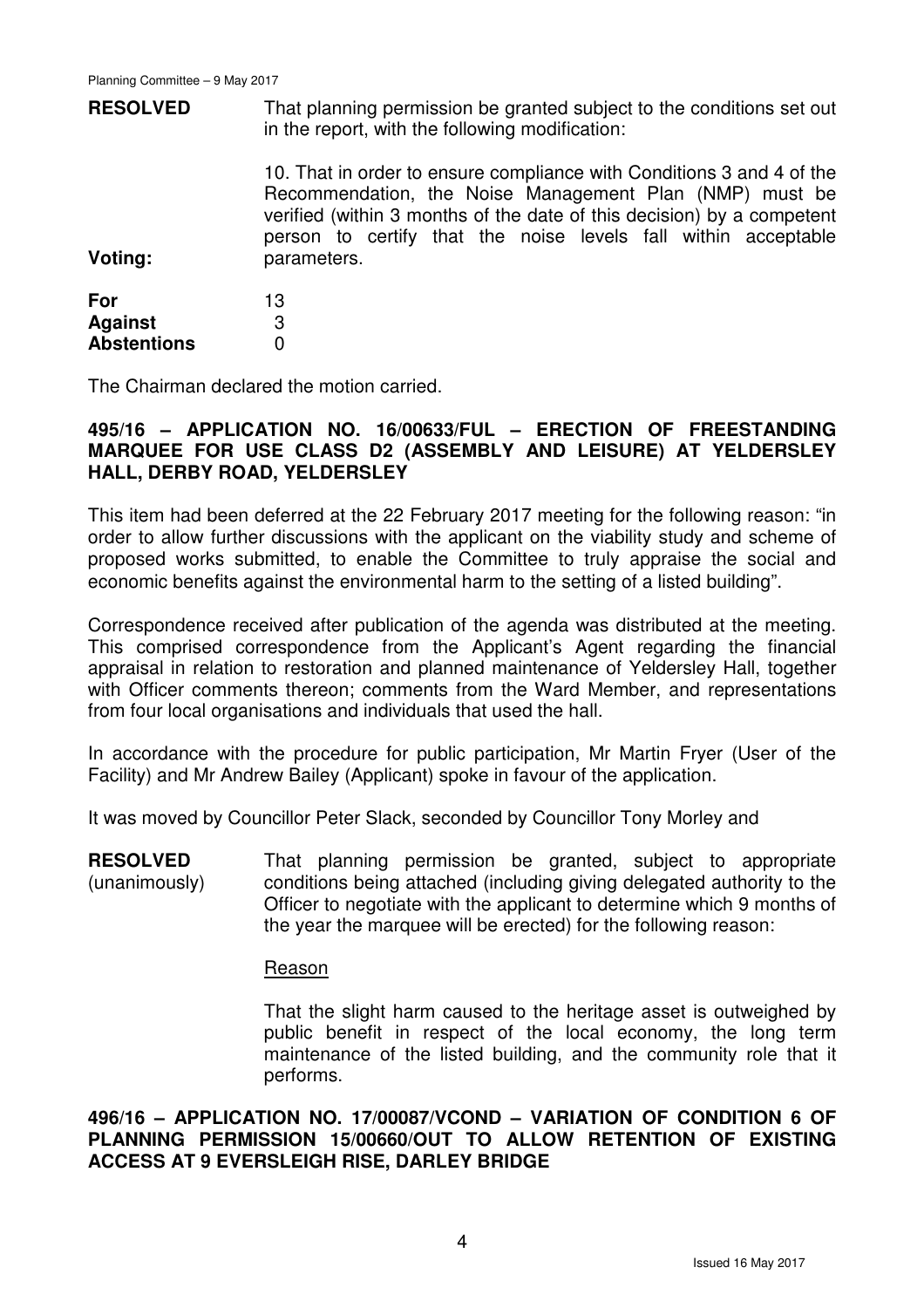**RESOLVED** That planning permission be granted subject to the conditions set out in the report, with the following modification:

10. That in order to ensure compliance with Conditions 3 and 4 of the Recommendation, the Noise Management Plan (NMP) must be verified (within 3 months of the date of this decision) by a competent person to certify that the noise levels fall within acceptable parameters.

**Voting:**

| | |
|---|---|
| **For** | 13 |
| **Against** | 3 |
| **Abstentions** | 0 |

The Chairman declared the motion carried.

## 495/16 – APPLICATION NO. 16/00633/FUL – ERECTION OF FREESTANDING MARQUEE FOR USE CLASS D2 (ASSEMBLY AND LEISURE) AT YELDERSLEY HALL, DERBY ROAD, YELDERSLEY

This item had been deferred at the 22 February 2017 meeting for the following reason: "in order to allow further discussions with the applicant on the viability study and scheme of proposed works submitted, to enable the Committee to truly appraise the social and economic benefits against the environmental harm to the setting of a listed building".

Correspondence received after publication of the agenda was distributed at the meeting. This comprised correspondence from the Applicant's Agent regarding the financial appraisal in relation to restoration and planned maintenance of Yeldersley Hall, together with Officer comments thereon; comments from the Ward Member, and representations from four local organisations and individuals that used the hall.

In accordance with the procedure for public participation, Mr Martin Fryer (User of the Facility) and Mr Andrew Bailey (Applicant) spoke in favour of the application.

It was moved by Councillor Peter Slack, seconded by Councillor Tony Morley and

**RESOLVED** (unanimously) That planning permission be granted, subject to appropriate conditions being attached (including giving delegated authority to the Officer to negotiate with the applicant to determine which 9 months of the year the marquee will be erected) for the following reason:

Reason

That the slight harm caused to the heritage asset is outweighed by public benefit in respect of the local economy, the long term maintenance of the listed building, and the community role that it performs.

## 496/16 – APPLICATION NO. 17/00087/VCOND – VARIATION OF CONDITION 6 OF PLANNING PERMISSION 15/00660/OUT TO ALLOW RETENTION OF EXISTING ACCESS AT 9 EVERSLEIGH RISE, DARLEY BRIDGE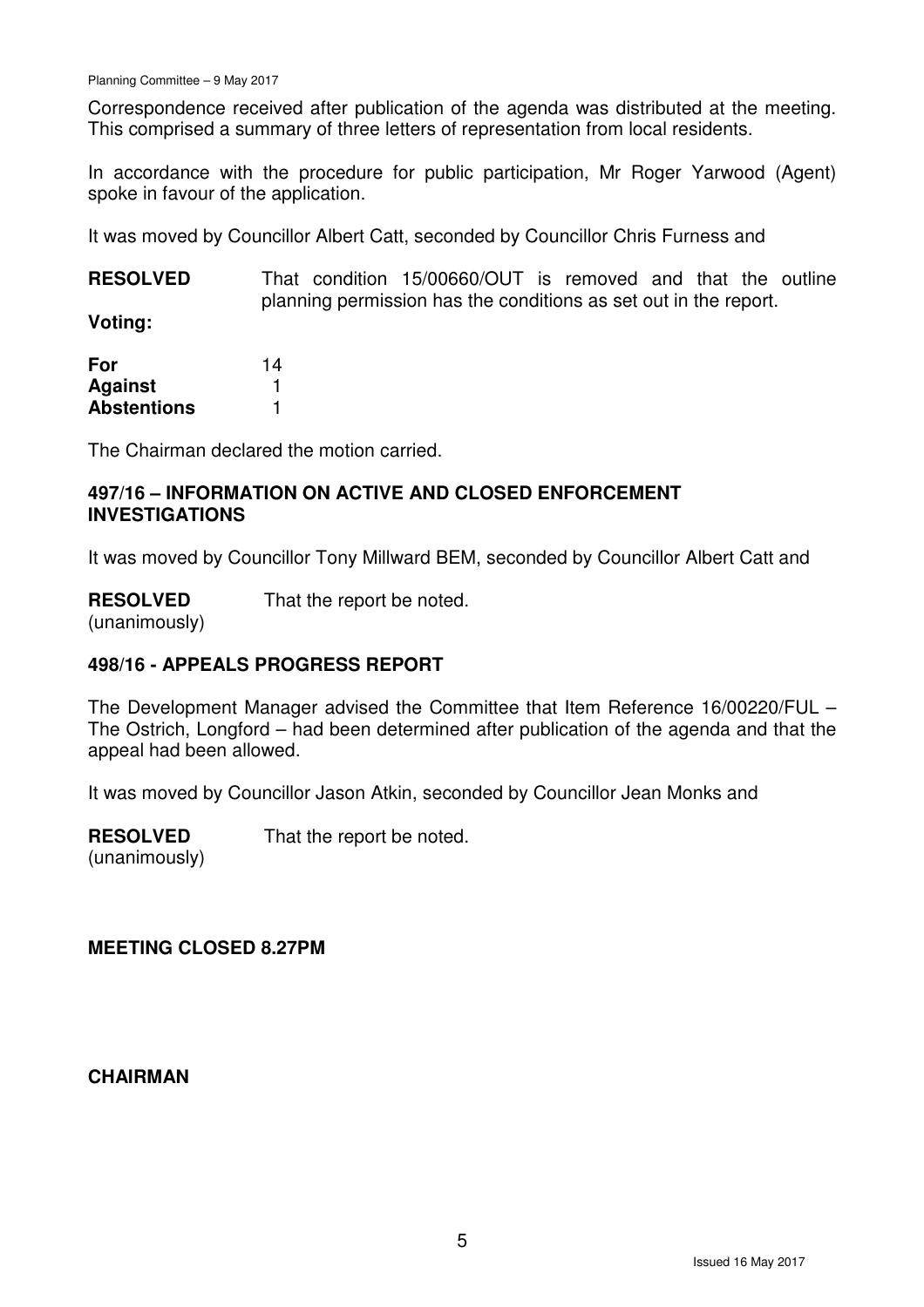Correspondence received after publication of the agenda was distributed at the meeting. This comprised a summary of three letters of representation from local residents.

In accordance with the procedure for public participation, Mr Roger Yarwood (Agent) spoke in favour of the application.

It was moved by Councillor Albert Catt, seconded by Councillor Chris Furness and

**RESOLVED** That condition 15/00660/OUT is removed and that the outline planning permission has the conditions as set out in the report.

**Voting:**

| | |
|---|---|
| **For** | 14 |
| **Against** | 1 |
| **Abstentions** | 1 |

The Chairman declared the motion carried.

## 497/16 – INFORMATION ON ACTIVE AND CLOSED ENFORCEMENT INVESTIGATIONS

It was moved by Councillor Tony Millward BEM, seconded by Councillor Albert Catt and

**RESOLVED** (unanimously) That the report be noted.

## 498/16 - APPEALS PROGRESS REPORT

The Development Manager advised the Committee that Item Reference 16/00220/FUL – The Ostrich, Longford – had been determined after publication of the agenda and that the appeal had been allowed.

It was moved by Councillor Jason Atkin, seconded by Councillor Jean Monks and

**RESOLVED** (unanimously) That the report be noted.

**MEETING CLOSED 8.27PM**

**CHAIRMAN**